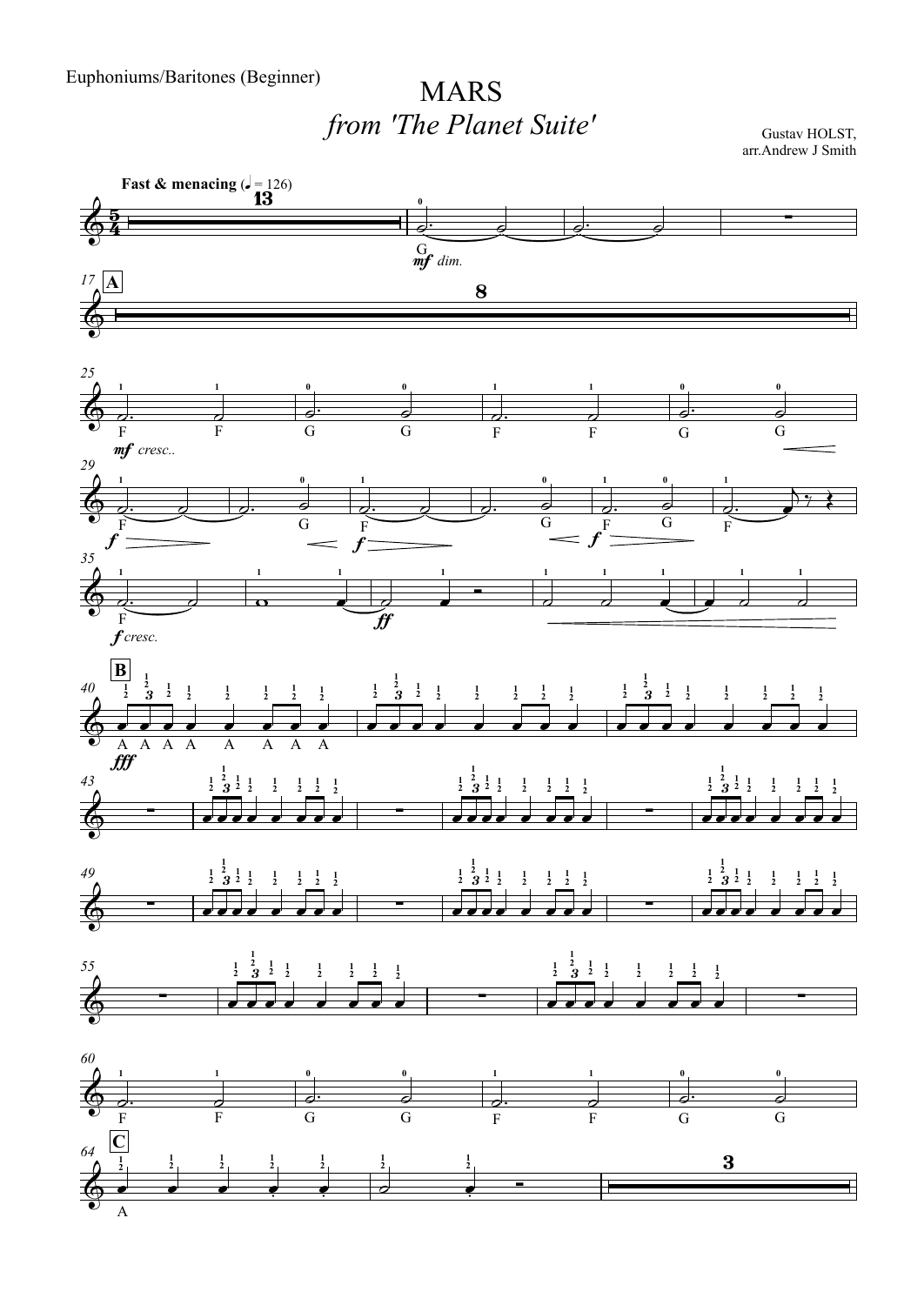Euphoniums/Baritones (Beginner)

# MARS

## *from 'The Planet Suite'*

Gustav HOLST,
arr.Andrew J Smith

**Fast & menacing** (♩ = 126)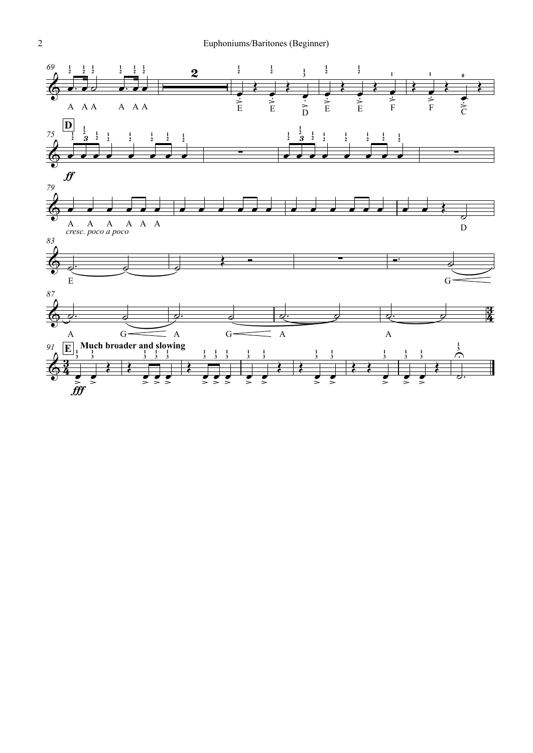**D**

*ff*

*cresc. poco a poco*

**E** **Much broader and slowing**

*fff*